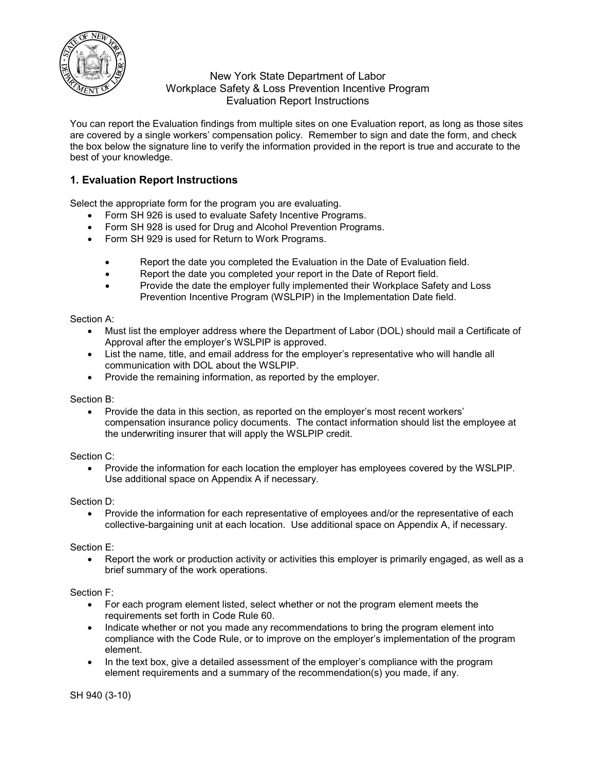New York State Department of Labor
Workplace Safety & Loss Prevention Incentive Program
Evaluation Report Instructions

You can report the Evaluation findings from multiple sites on one Evaluation report, as long as those sites are covered by a single workers' compensation policy. Remember to sign and date the form, and check the box below the signature line to verify the information provided in the report is true and accurate to the best of your knowledge.

## 1. Evaluation Report Instructions

Select the appropriate form for the program you are evaluating.

- Form SH 926 is used to evaluate Safety Incentive Programs.
- Form SH 928 is used for Drug and Alcohol Prevention Programs.
- Form SH 929 is used for Return to Work Programs.
  - Report the date you completed the Evaluation in the Date of Evaluation field.
  - Report the date you completed your report in the Date of Report field.
  - Provide the date the employer fully implemented their Workplace Safety and Loss Prevention Incentive Program (WSLPIP) in the Implementation Date field.

Section A:

- Must list the employer address where the Department of Labor (DOL) should mail a Certificate of Approval after the employer's WSLPIP is approved.
- List the name, title, and email address for the employer's representative who will handle all communication with DOL about the WSLPIP.
- Provide the remaining information, as reported by the employer.

Section B:

- Provide the data in this section, as reported on the employer's most recent workers' compensation insurance policy documents. The contact information should list the employee at the underwriting insurer that will apply the WSLPIP credit.

Section C:

- Provide the information for each location the employer has employees covered by the WSLPIP. Use additional space on Appendix A if necessary.

Section D:

- Provide the information for each representative of employees and/or the representative of each collective-bargaining unit at each location. Use additional space on Appendix A, if necessary.

Section E:

- Report the work or production activity or activities this employer is primarily engaged, as well as a brief summary of the work operations.

Section F:

- For each program element listed, select whether or not the program element meets the requirements set forth in Code Rule 60.
- Indicate whether or not you made any recommendations to bring the program element into compliance with the Code Rule, or to improve on the employer's implementation of the program element.
- In the text box, give a detailed assessment of the employer's compliance with the program element requirements and a summary of the recommendation(s) you made, if any.

SH 940 (3-10)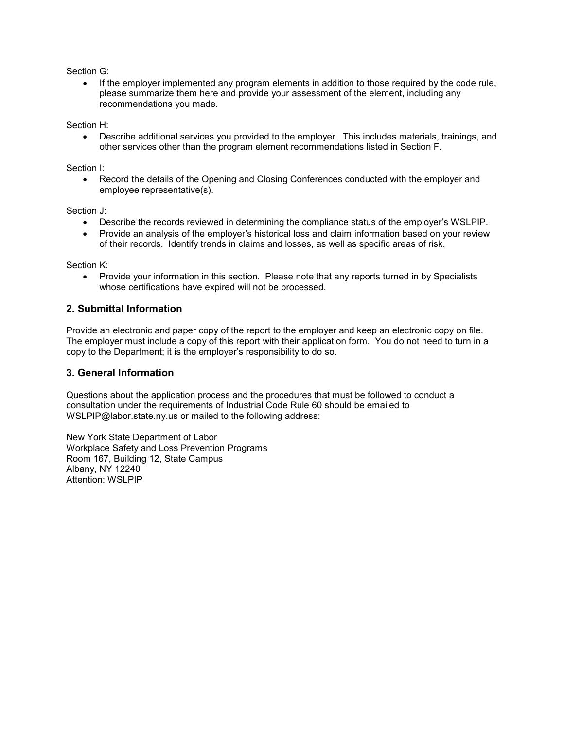Section G:

- If the employer implemented any program elements in addition to those required by the code rule, please summarize them here and provide your assessment of the element, including any recommendations you made.

Section H:

- Describe additional services you provided to the employer. This includes materials, trainings, and other services other than the program element recommendations listed in Section F.

Section I:

- Record the details of the Opening and Closing Conferences conducted with the employer and employee representative(s).

Section J:

- Describe the records reviewed in determining the compliance status of the employer's WSLPIP.
- Provide an analysis of the employer's historical loss and claim information based on your review of their records. Identify trends in claims and losses, as well as specific areas of risk.

Section K:

- Provide your information in this section. Please note that any reports turned in by Specialists whose certifications have expired will not be processed.

## 2. Submittal Information

Provide an electronic and paper copy of the report to the employer and keep an electronic copy on file. The employer must include a copy of this report with their application form. You do not need to turn in a copy to the Department; it is the employer's responsibility to do so.

## 3. General Information

Questions about the application process and the procedures that must be followed to conduct a consultation under the requirements of Industrial Code Rule 60 should be emailed to WSLPIP@labor.state.ny.us or mailed to the following address:

New York State Department of Labor
Workplace Safety and Loss Prevention Programs
Room 167, Building 12, State Campus
Albany, NY 12240
Attention: WSLPIP